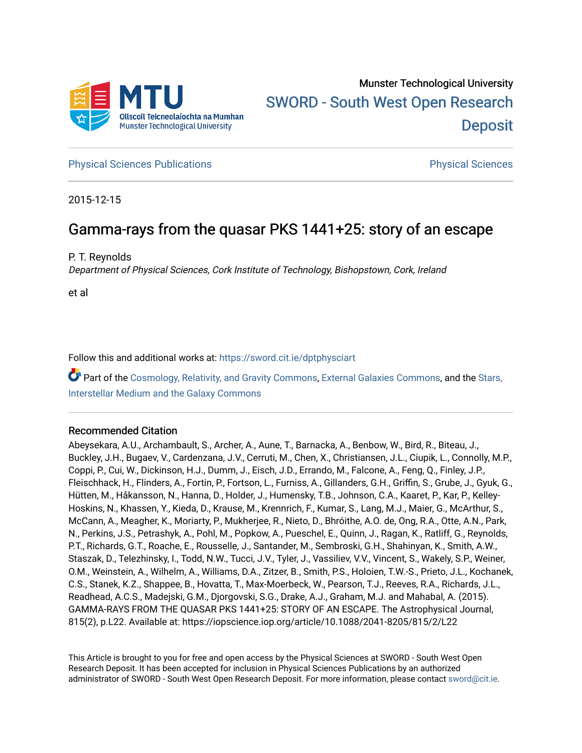Munster Technological University

SWORD - South West Open Research Deposit

Physical Sciences Publications | Physical Sciences

2015-12-15

# Gamma-rays from the quasar PKS 1441+25: story of an escape

P. T. Reynolds
*Department of Physical Sciences, Cork Institute of Technology, Bishopstown, Cork, Ireland*

et al

Follow this and additional works at: https://sword.cit.ie/dptphysciart

Part of the Cosmology, Relativity, and Gravity Commons, External Galaxies Commons, and the Stars, Interstellar Medium and the Galaxy Commons

## Recommended Citation

Abeysekara, A.U., Archambault, S., Archer, A., Aune, T., Barnacka, A., Benbow, W., Bird, R., Biteau, J., Buckley, J.H., Bugaev, V., Cardenzana, J.V., Cerruti, M., Chen, X., Christiansen, J.L., Ciupik, L., Connolly, M.P., Coppi, P., Cui, W., Dickinson, H.J., Dumm, J., Eisch, J.D., Errando, M., Falcone, A., Feng, Q., Finley, J.P., Fleischhack, H., Flinders, A., Fortin, P., Fortson, L., Furniss, A., Gillanders, G.H., Griffin, S., Grube, J., Gyuk, G., Hütten, M., Håkansson, N., Hanna, D., Holder, J., Humensky, T.B., Johnson, C.A., Kaaret, P., Kar, P., Kelley-Hoskins, N., Khassen, Y., Kieda, D., Krause, M., Krennrich, F., Kumar, S., Lang, M.J., Maier, G., McArthur, S., McCann, A., Meagher, K., Moriarty, P., Mukherjee, R., Nieto, D., Bhróithe, A.O. de, Ong, R.A., Otte, A.N., Park, N., Perkins, J.S., Petrashyk, A., Pohl, M., Popkow, A., Pueschel, E., Quinn, J., Ragan, K., Ratliff, G., Reynolds, P.T., Richards, G.T., Roache, E., Rousselle, J., Santander, M., Sembroski, G.H., Shahinyan, K., Smith, A.W., Staszak, D., Telezhinsky, I., Todd, N.W., Tucci, J.V., Tyler, J., Vassiliev, V.V., Vincent, S., Wakely, S.P., Weiner, O.M., Weinstein, A., Wilhelm, A., Williams, D.A., Zitzer, B., Smith, P.S., Holoien, T.W.-S., Prieto, J.L., Kochanek, C.S., Stanek, K.Z., Shappee, B., Hovatta, T., Max-Moerbeck, W., Pearson, T.J., Reeves, R.A., Richards, J.L., Readhead, A.C.S., Madejski, G.M., Djorgovski, S.G., Drake, A.J., Graham, M.J. and Mahabal, A. (2015). GAMMA-RAYS FROM THE QUASAR PKS 1441+25: STORY OF AN ESCAPE. The Astrophysical Journal, 815(2), p.L22. Available at: https://iopscience.iop.org/article/10.1088/2041-8205/815/2/L22

This Article is brought to you for free and open access by the Physical Sciences at SWORD - South West Open Research Deposit. It has been accepted for inclusion in Physical Sciences Publications by an authorized administrator of SWORD - South West Open Research Deposit. For more information, please contact sword@cit.ie.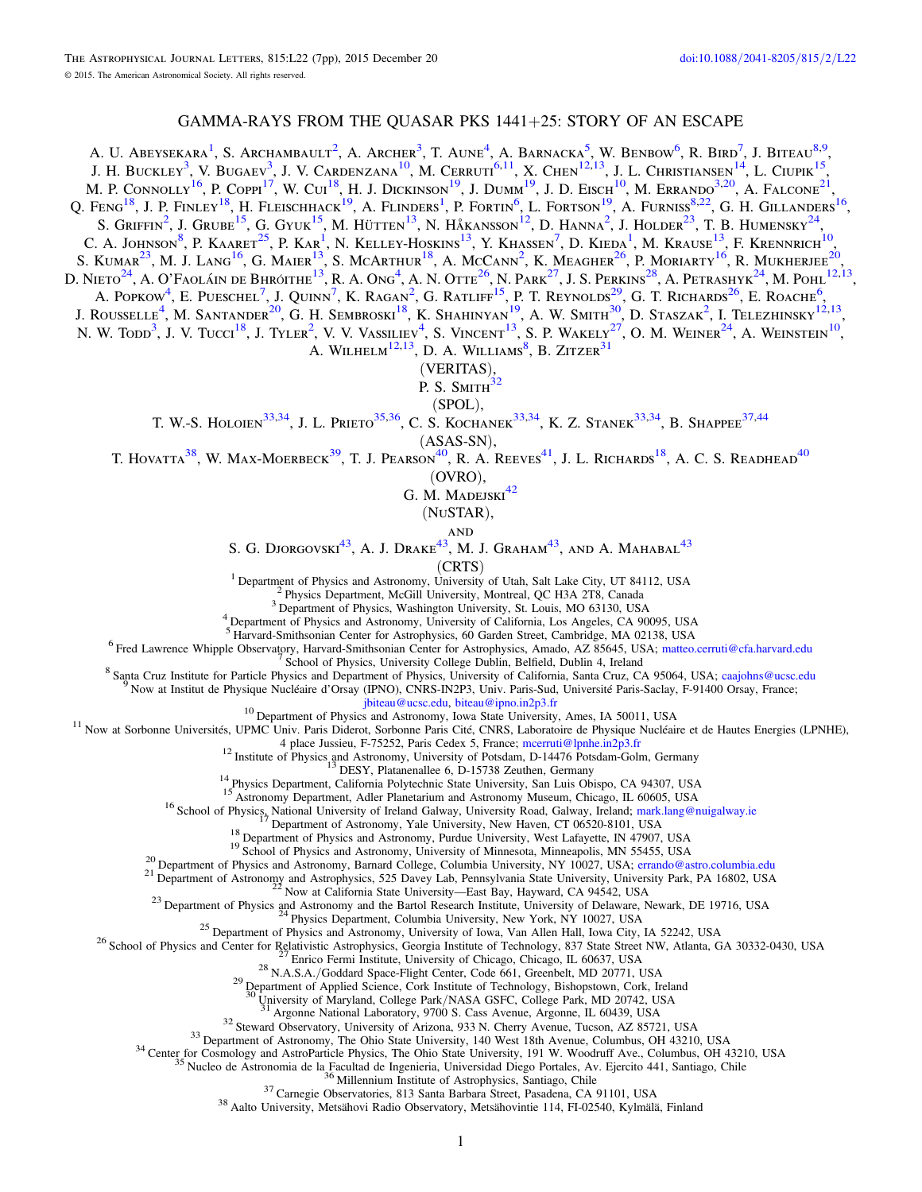# GAMMA-RAYS FROM THE QUASAR PKS 1441+25: STORY OF AN ESCAPE

A. U. Abeysekara[1], S. Archambault[2], A. Archer[3], T. Aune[4], A. Barnacka[5], W. Benbow[6], R. Bird[7], J. Biteau[8,9], J. H. Buckley[3], V. Bugaev[3], J. V. Cardenzana[10], M. Cerruti[6,11], X. Chen[12,13], J. L. Christiansen[14], L. Ciupik[15], M. P. Connolly[16], P. Coppi[17], W. Cui[18], H. J. Dickinson[19], J. Dumm[19], J. D. Eisch[10], M. Errando[3,20], A. Falcone[21], Q. Feng[18], J. P. Finley[18], H. Fleischhack[19], A. Flinders[1], P. Fortin[6], L. Fortson[19], A. Furniss[8,22], G. H. Gillanders[16], S. Griffin[2], J. Grube[15], G. Gyuk[15], M. Hütten[13], N. Håkansson[12], D. Hanna[2], J. Holder[23], T. B. Humensky[24], C. A. Johnson[8], P. Kaaret[25], P. Kar[1], N. Kelley-Hoskins[13], Y. Khassen[7], D. Kieda[1], M. Krause[13], F. Krennrich[10], S. Kumar[23], M. J. Lang[16], G. Maier[13], S. McArthur[18], A. McCann[2], K. Meagher[26], P. Moriarty[16], R. Mukherjee[20], D. Nieto[24], A. O'Faoláin de Bhróithe[13], R. A. Ong[4], A. N. Otte[26], N. Park[27], J. S. Perkins[28], A. Petrashyk[24], M. Pohl[12,13], A. Popkow[4], E. Pueschel[7], J. Quinn[7], K. Ragan[2], G. Ratliff[15], P. T. Reynolds[29], G. T. Richards[26], E. Roache[6], J. Rousselle[4], M. Santander[20], G. H. Sembroski[18], K. Shahinyan[19], A. W. Smith[30], D. Staszak[2], I. Telezhinsky[12,13], N. W. Todd[3], J. V. Tucci[18], J. Tyler[2], V. V. Vassiliev[4], S. Vincent[13], S. P. Wakely[27], O. M. Weiner[24], A. Weinstein[10], A. Wilhelm[12,13], D. A. Williams[8], B. Zitzer[31]

(VERITAS),

P. S. Smith[32]

(SPOL),

T. W.-S. Holoien[33,34], J. L. Prieto[35,36], C. S. Kochanek[33,34], K. Z. Stanek[33,34], B. Shappee[37,44]

(ASAS-SN),

T. Hovatta[38], W. Max-Moerbeck[39], T. J. Pearson[40], R. A. Reeves[41], J. L. Richards[18], A. C. S. Readhead[40]

(OVRO),

G. M. Madejski[42]

(NuSTAR),

and

S. G. Djorgovski[43], A. J. Drake[43], M. J. Graham[43], and A. Mahabal[43]

(CRTS)

[1] Department of Physics and Astronomy, University of Utah, Salt Lake City, UT 84112, USA
[2] Physics Department, McGill University, Montreal, QC H3A 2T8, Canada
[3] Department of Physics, Washington University, St. Louis, MO 63130, USA
[4] Department of Physics and Astronomy, University of California, Los Angeles, CA 90095, USA
[5] Harvard-Smithsonian Center for Astrophysics, 60 Garden Street, Cambridge, MA 02138, USA
[6] Fred Lawrence Whipple Observatory, Harvard-Smithsonian Center for Astrophysics, Amado, AZ 85645, USA; matteo.cerruti@cfa.harvard.edu
[7] School of Physics, University College Dublin, Belfield, Dublin 4, Ireland
[8] Santa Cruz Institute for Particle Physics and Department of Physics, University of California, Santa Cruz, CA 95064, USA; caajohns@ucsc.edu
[9] Now at Institut de Physique Nucléaire d'Orsay (IPNO), CNRS-IN2P3, Univ. Paris-Sud, Université Paris-Saclay, F-91400 Orsay, France; jbiteau@ucsc.edu, biteau@ipno.in2p3.fr
[10] Department of Physics and Astronomy, Iowa State University, Ames, IA 50011, USA
[11] Now at Sorbonne Universités, UPMC Univ. Paris Diderot, Sorbonne Paris Cité, CNRS, Laboratoire de Physique Nucléaire et de Hautes Energies (LPNHE), 4 place Jussieu, F-75252, Paris Cedex 5, France; mcerruti@lpnhe.in2p3.fr
[12] Institute of Physics and Astronomy, University of Potsdam, D-14476 Potsdam-Golm, Germany
[13] DESY, Platanenallee 6, D-15738 Zeuthen, Germany
[14] Physics Department, California Polytechnic State University, San Luis Obispo, CA 94307, USA
[15] Astronomy Department, Adler Planetarium and Astronomy Museum, Chicago, IL 60605, USA
[16] School of Physics, National University of Ireland Galway, University Road, Galway, Ireland; mark.lang@nuigalway.ie
[17] Department of Astronomy, Yale University, New Haven, CT 06520-8101, USA
[18] Department of Physics and Astronomy, Purdue University, West Lafayette, IN 47907, USA
[19] School of Physics and Astronomy, University of Minnesota, Minneapolis, MN 55455, USA
[20] Department of Physics and Astronomy, Barnard College, Columbia University, NY 10027, USA; errando@astro.columbia.edu
[21] Department of Astronomy and Astrophysics, 525 Davey Lab, Pennsylvania State University, University Park, PA 16802, USA
[22] Now at California State University—East Bay, Hayward, CA 94542, USA
[23] Department of Physics and Astronomy and the Bartol Research Institute, University of Delaware, Newark, DE 19716, USA
[24] Physics Department, Columbia University, New York, NY 10027, USA
[25] Department of Physics and Astronomy, University of Iowa, Van Allen Hall, Iowa City, IA 52242, USA
[26] School of Physics and Center for Relativistic Astrophysics, Georgia Institute of Technology, 837 State Street NW, Atlanta, GA 30332-0430, USA
[27] Enrico Fermi Institute, University of Chicago, Chicago, IL 60637, USA
[28] N.A.S.A./Goddard Space-Flight Center, Code 661, Greenbelt, MD 20771, USA
[29] Department of Applied Science, Cork Institute of Technology, Bishopstown, Cork, Ireland
[30] University of Maryland, College Park/NASA GSFC, College Park, MD 20742, USA
[31] Argonne National Laboratory, 9700 S. Cass Avenue, Argonne, IL 60439, USA
[32] Steward Observatory, University of Arizona, 933 N. Cherry Avenue, Tucson, AZ 85721, USA
[33] Department of Astronomy, The Ohio State University, 140 West 18th Avenue, Columbus, OH 43210, USA
[34] Center for Cosmology and AstroParticle Physics, The Ohio State University, 191 W. Woodruff Ave., Columbus, OH 43210, USA
[35] Nucleo de Astronomia de la Facultad de Ingenieria, Universidad Diego Portales, Av. Ejercito 441, Santiago, Chile
[36] Millennium Institute of Astrophysics, Santiago, Chile
[37] Carnegie Observatories, 813 Santa Barbara Street, Pasadena, CA 91101, USA
[38] Aalto University, Metsähovi Radio Observatory, Metsähovintie 114, FI-02540, Kylmälä, Finland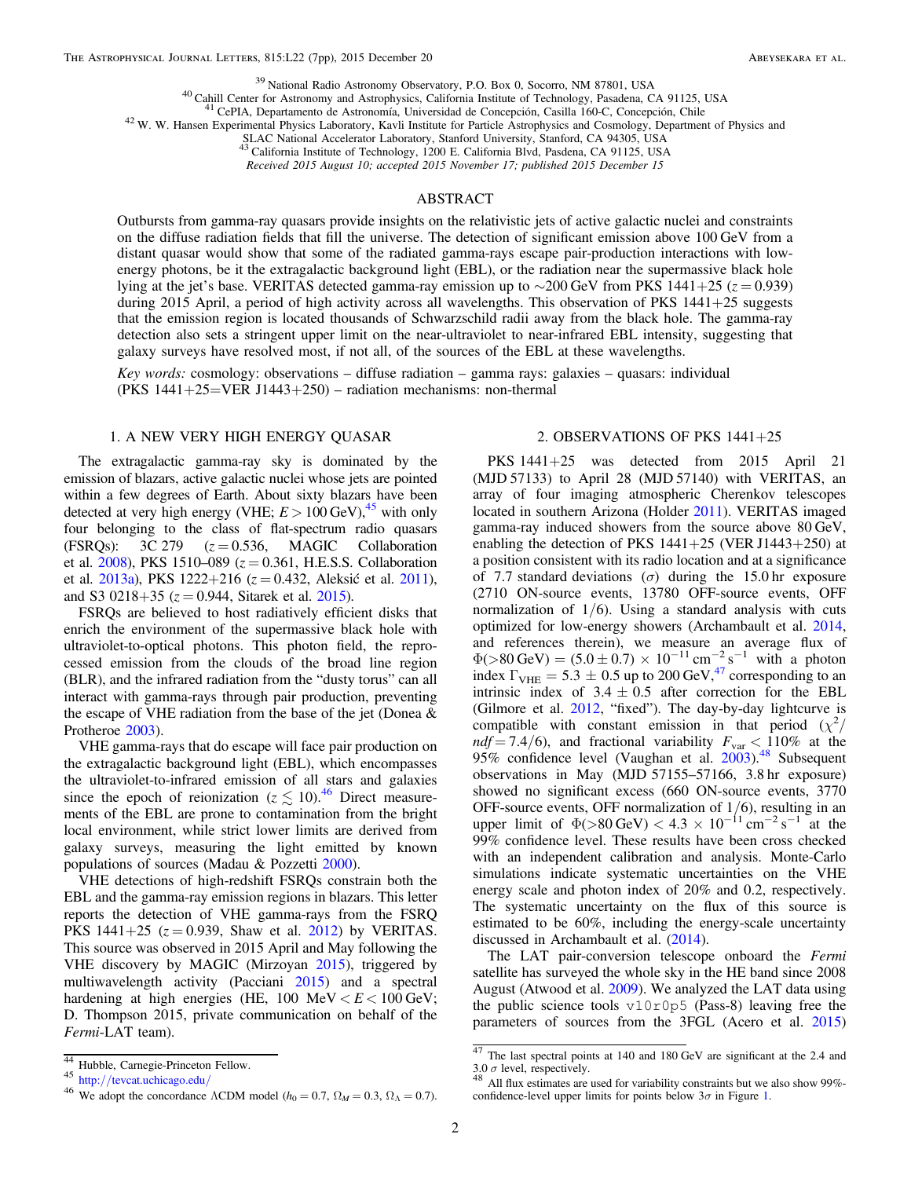[39] National Radio Astronomy Observatory, P.O. Box 0, Socorro, NM 87801, USA
[40] Cahill Center for Astronomy and Astrophysics, California Institute of Technology, Pasadena, CA 91125, USA
[41] CePIA, Departamento de Astronomía, Universidad de Concepción, Casilla 160-C, Concepción, Chile
[42] W. W. Hansen Experimental Physics Laboratory, Kavli Institute for Particle Astrophysics and Cosmology, Department of Physics and SLAC National Accelerator Laboratory, Stanford University, Stanford, CA 94305, USA
[43] California Institute of Technology, 1200 E. California Blvd, Pasdena, CA 91125, USA

*Received 2015 August 10; accepted 2015 November 17; published 2015 December 15*

## ABSTRACT

Outbursts from gamma-ray quasars provide insights on the relativistic jets of active galactic nuclei and constraints on the diffuse radiation fields that fill the universe. The detection of significant emission above 100 GeV from a distant quasar would show that some of the radiated gamma-rays escape pair-production interactions with low-energy photons, be it the extragalactic background light (EBL), or the radiation near the supermassive black hole lying at the jet's base. VERITAS detected gamma-ray emission up to ~200 GeV from PKS 1441+25 ($z = 0.939$) during 2015 April, a period of high activity across all wavelengths. This observation of PKS 1441+25 suggests that the emission region is located thousands of Schwarzschild radii away from the black hole. The gamma-ray detection also sets a stringent upper limit on the near-ultraviolet to near-infrared EBL intensity, suggesting that galaxy surveys have resolved most, if not all, of the sources of the EBL at these wavelengths.

*Key words:* cosmology: observations – diffuse radiation – gamma rays: galaxies – quasars: individual (PKS 1441+25=VER J1443+250) – radiation mechanisms: non-thermal

## 1. A NEW VERY HIGH ENERGY QUASAR

The extragalactic gamma-ray sky is dominated by the emission of blazars, active galactic nuclei whose jets are pointed within a few degrees of Earth. About sixty blazars have been detected at very high energy (VHE; $E > 100$ GeV),[45] with only four belonging to the class of flat-spectrum radio quasars (FSRQs): 3C 279 ($z = 0.536$, MAGIC Collaboration et al. 2008), PKS 1510–089 ($z = 0.361$, H.E.S.S. Collaboration et al. 2013a), PKS 1222+216 ($z = 0.432$, Aleksić et al. 2011), and S3 0218+35 ($z = 0.944$, Sitarek et al. 2015).

FSRQs are believed to host radiatively efficient disks that enrich the environment of the supermassive black hole with ultraviolet-to-optical photons. This photon field, the reprocessed emission from the clouds of the broad line region (BLR), and the infrared radiation from the "dusty torus" can all interact with gamma-rays through pair production, preventing the escape of VHE radiation from the base of the jet (Donea & Protheroe 2003).

VHE gamma-rays that do escape will face pair production on the extragalactic background light (EBL), which encompasses the ultraviolet-to-infrared emission of all stars and galaxies since the epoch of reionization ($z \lesssim 10$).[46] Direct measurements of the EBL are prone to contamination from the bright local environment, while strict lower limits are derived from galaxy surveys, measuring the light emitted by known populations of sources (Madau & Pozzetti 2000).

VHE detections of high-redshift FSRQs constrain both the EBL and the gamma-ray emission regions in blazars. This letter reports the detection of VHE gamma-rays from the FSRQ PKS 1441+25 ($z = 0.939$, Shaw et al. 2012) by VERITAS. This source was observed in 2015 April and May following the VHE discovery by MAGIC (Mirzoyan 2015), triggered by multiwavelength activity (Pacciani 2015) and a spectral hardening at high energies (HE, 100 MeV $< E <$ 100 GeV; D. Thompson 2015, private communication on behalf of the *Fermi*-LAT team).

## 2. OBSERVATIONS OF PKS 1441+25

PKS 1441+25 was detected from 2015 April 21 (MJD 57133) to April 28 (MJD 57140) with VERITAS, an array of four imaging atmospheric Cherenkov telescopes located in southern Arizona (Holder 2011). VERITAS imaged gamma-ray induced showers from the source above 80 GeV, enabling the detection of PKS 1441+25 (VER J1443+250) at a position consistent with its radio location and at a significance of 7.7 standard deviations ($\sigma$) during the 15.0 hr exposure (2710 ON-source events, 13780 OFF-source events, OFF normalization of 1/6). Using a standard analysis with cuts optimized for low-energy showers (Archambault et al. 2014, and references therein), we measure an average flux of $\Phi(>80\,\mathrm{GeV}) = (5.0 \pm 0.7) \times 10^{-11}\,\mathrm{cm^{-2}\,s^{-1}}$ with a photon index $\Gamma_{\mathrm{VHE}} = 5.3 \pm 0.5$ up to 200 GeV,[47] corresponding to an intrinsic index of $3.4 \pm 0.5$ after correction for the EBL (Gilmore et al. 2012, "fixed"). The day-by-day lightcurve is compatible with constant emission in that period ($\chi^2/ndf = 7.4/6$), and fractional variability $F_{\mathrm{var}} < 110\%$ at the 95% confidence level (Vaughan et al. 2003).[48] Subsequent observations in May (MJD 57155–57166, 3.8 hr exposure) showed no significant excess (660 ON-source events, 3770 OFF-source events, OFF normalization of 1/6), resulting in an upper limit of $\Phi(>80\,\mathrm{GeV}) < 4.3 \times 10^{-11}\,\mathrm{cm^{-2}\,s^{-1}}$ at the 99% confidence level. These results have been cross checked with an independent calibration and analysis. Monte-Carlo simulations indicate systematic uncertainties on the VHE energy scale and photon index of 20% and 0.2, respectively. The systematic uncertainty on the flux of this source is estimated to be 60%, including the energy-scale uncertainty discussed in Archambault et al. (2014).

The LAT pair-conversion telescope onboard the *Fermi* satellite has surveyed the whole sky in the HE band since 2008 August (Atwood et al. 2009). We analyzed the LAT data using the public science tools `v10r0p5` (Pass-8) leaving free the parameters of sources from the 3FGL (Acero et al. 2015)

---

[44] Hubble, Carnegie-Princeton Fellow.

[45] http://tevcat.uchicago.edu/

[46] We adopt the concordance ΛCDM model ($h_0 = 0.7$, $\Omega_M = 0.3$, $\Omega_\Lambda = 0.7$).

[47] The last spectral points at 140 and 180 GeV are significant at the 2.4 and 3.0 $\sigma$ level, respectively.

[48] All flux estimates are used for variability constraints but we also show 99%-confidence-level upper limits for points below 3$\sigma$ in Figure 1.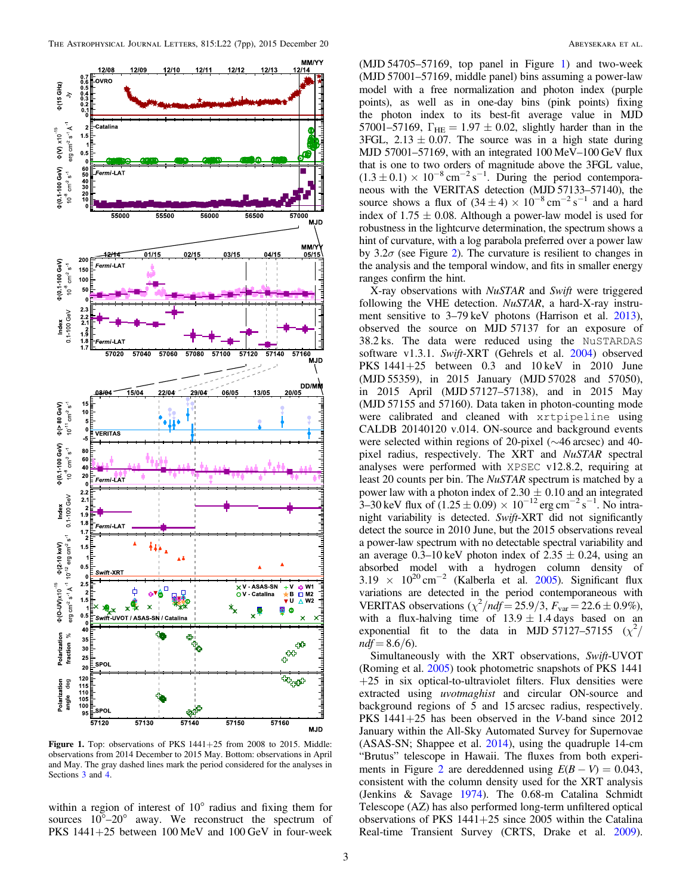Figure 1. Top: observations of PKS 1441+25 from 2008 to 2015. Middle: observations from 2014 December to 2015 May. Bottom: observations in April and May. The gray dashed lines mark the period considered for the analyses in Sections 3 and 4.

within a region of interest of 10° radius and fixing them for sources 10°–20° away. We reconstruct the spectrum of PKS 1441+25 between 100 MeV and 100 GeV in four-week (MJD 54705–57169, top panel in Figure 1) and two-week (MJD 57001–57169, middle panel) bins assuming a power-law model with a free normalization and photon index (purple points), as well as in one-day bins (pink points) fixing the photon index to its best-fit average value in MJD 57001–57169, $\Gamma_{\mathrm{HE}} = 1.97 \pm 0.02$, slightly harder than in the 3FGL, $2.13 \pm 0.07$. The source was in a high state during MJD 57001–57169, with an integrated 100 MeV–100 GeV flux that is one to two orders of magnitude above the 3FGL value, $(1.3 \pm 0.1) \times 10^{-8}\,\mathrm{cm}^{-2}\,\mathrm{s}^{-1}$. During the period contemporaneous with the VERITAS detection (MJD 57133–57140), the source shows a flux of $(34 \pm 4) \times 10^{-8}\,\mathrm{cm}^{-2}\,\mathrm{s}^{-1}$ and a hard index of $1.75 \pm 0.08$. Although a power-law model is used for robustness in the lightcurve determination, the spectrum shows a hint of curvature, with a log parabola preferred over a power law by $3.2\sigma$ (see Figure 2). The curvature is resilient to changes in the analysis and the temporal window, and fits in smaller energy ranges confirm the hint.

X-ray observations with *NuSTAR* and *Swift* were triggered following the VHE detection. *NuSTAR*, a hard-X-ray instrument sensitive to 3–79 keV photons (Harrison et al. 2013), observed the source on MJD 57137 for an exposure of 38.2 ks. The data were reduced using the NuSTARDAS software v1.3.1. *Swift*-XRT (Gehrels et al. 2004) observed PKS 1441+25 between 0.3 and 10 keV in 2010 June (MJD 55359), in 2015 January (MJD 57028 and 57050), in 2015 April (MJD 57127–57138), and in 2015 May (MJD 57155 and 57160). Data taken in photon-counting mode were calibrated and cleaned with xrtpipeline using CALDB 20140120 v.014. ON-source and background events were selected within regions of 20-pixel (~46 arcsec) and 40-pixel radius, respectively. The XRT and *NuSTAR* spectral analyses were performed with XPSEC v12.8.2, requiring at least 20 counts per bin. The *NuSTAR* spectrum is matched by a power law with a photon index of $2.30 \pm 0.10$ and an integrated 3–30 keV flux of $(1.25 \pm 0.09) \times 10^{-12}\,\mathrm{erg\,cm}^{-2}\,\mathrm{s}^{-1}$. No intra-night variability is detected. *Swift*-XRT did not significantly detect the source in 2010 June, but the 2015 observations reveal a power-law spectrum with no detectable spectral variability and an average 0.3–10 keV photon index of $2.35 \pm 0.24$, using an absorbed model with a hydrogen column density of $3.19 \times 10^{20}\,\mathrm{cm}^{-2}$ (Kalberla et al. 2005). Significant flux variations are detected in the period contemporaneous with VERITAS observations ($\chi^2/ndf = 25.9/3$, $F_{\mathrm{var}} = 22.6 \pm 0.9\%$), with a flux-halving time of $13.9 \pm 1.4$ days based on an exponential fit to the data in MJD 57127–57155 ($\chi^2/ndf = 8.6/6$).

Simultaneously with the XRT observations, *Swift*-UVOT (Roming et al. 2005) took photometric snapshots of PKS 1441+25 in six optical-to-ultraviolet filters. Flux densities were extracted using *uvotmaghist* and circular ON-source and background regions of 5 and 15 arcsec radius, respectively. PKS 1441+25 has been observed in the *V*-band since 2012 January within the All-Sky Automated Survey for Supernovae (ASAS-SN; Shappee et al. 2014), using the quadruple 14-cm "Brutus" telescope in Hawaii. The fluxes from both experiments in Figure 2 are dereddenned using $E(B - V) = 0.043$, consistent with the column density used for the XRT analysis (Jenkins & Savage 1974). The 0.68-m Catalina Schmidt Telescope (AZ) has also performed long-term unfiltered optical observations of PKS 1441+25 since 2005 within the Catalina Real-time Transient Survey (CRTS, Drake et al. 2009).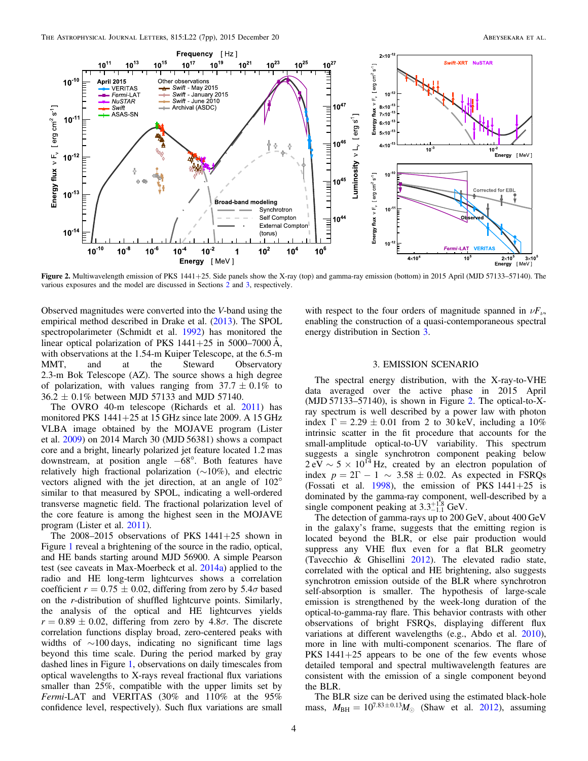Figure 2. Multiwavelength emission of PKS 1441+25. Side panels show the X-ray (top) and gamma-ray emission (bottom) in 2015 April (MJD 57133–57140). The various exposures and the model are discussed in Sections 2 and 3, respectively.

Observed magnitudes were converted into the $V$-band using the empirical method described in Drake et al. (2013). The SPOL spectropolarimeter (Schmidt et al. 1992) has monitored the linear optical polarization of PKS 1441+25 in 5000–7000 Å, with observations at the 1.54-m Kuiper Telescope, at the 6.5-m MMT, and at the Steward Observatory 2.3-m Bok Telescope (AZ). The source shows a high degree of polarization, with values ranging from $37.7 \pm 0.1\%$ to $36.2 \pm 0.1\%$ between MJD 57133 and MJD 57140.

The OVRO 40-m telescope (Richards et al. 2011) has monitored PKS 1441+25 at 15 GHz since late 2009. A 15 GHz VLBA image obtained by the MOJAVE program (Lister et al. 2009) on 2014 March 30 (MJD 56381) shows a compact core and a bright, linearly polarized jet feature located 1.2 mas downstream, at position angle $-68°$. Both features have relatively high fractional polarization ($\sim$10%), and electric vectors aligned with the jet direction, at an angle of 102° similar to that measured by SPOL, indicating a well-ordered transverse magnetic field. The fractional polarization level of the core feature is among the highest seen in the MOJAVE program (Lister et al. 2011).

The 2008–2015 observations of PKS 1441+25 shown in Figure 1 reveal a brightening of the source in the radio, optical, and HE bands starting around MJD 56900. A simple Pearson test (see caveats in Max-Moerbeck et al. 2014a) applied to the radio and HE long-term lightcurves shows a correlation coefficient $r = 0.75 \pm 0.02$, differing from zero by $5.4\sigma$ based on the $r$-distribution of shuffled lightcurve points. Similarly, the analysis of the optical and HE lightcurves yields $r = 0.89 \pm 0.02$, differing from zero by $4.8\sigma$. The discrete correlation functions display broad, zero-centered peaks with widths of $\sim$100 days, indicating no significant time lags beyond this time scale. During the period marked by gray dashed lines in Figure 1, observations on daily timescales from optical wavelengths to X-rays reveal fractional flux variations smaller than 25%, compatible with the upper limits set by *Fermi*-LAT and VERITAS (30% and 110% at the 95% confidence level, respectively). Such flux variations are small with respect to the four orders of magnitude spanned in $\nu F_\nu$, enabling the construction of a quasi-contemporaneous spectral energy distribution in Section 3.

## 3. EMISSION SCENARIO

The spectral energy distribution, with the X-ray-to-VHE data averaged over the active phase in 2015 April (MJD 57133–57140), is shown in Figure 2. The optical-to-X-ray spectrum is well described by a power law with photon index $\Gamma = 2.29 \pm 0.01$ from 2 to 30 keV, including a 10% intrinsic scatter in the fit procedure that accounts for the small-amplitude optical-to-UV variability. This spectrum suggests a single synchrotron component peaking below $2\,\mathrm{eV} \sim 5 \times 10^{14}$ Hz, created by an electron population of index $p = 2\Gamma - 1 \sim 3.58 \pm 0.02$. As expected in FSRQs (Fossati et al. 1998), the emission of PKS 1441+25 is dominated by the gamma-ray component, well-described by a single component peaking at $3.3^{+1.8}_{-1.1}$ GeV.

The detection of gamma-rays up to 200 GeV, about 400 GeV in the galaxy's frame, suggests that the emitting region is located beyond the BLR, or else pair production would suppress any VHE flux even for a flat BLR geometry (Tavecchio & Ghisellini 2012). The elevated radio state, correlated with the optical and HE brightening, also suggests synchrotron emission outside of the BLR where synchrotron self-absorption is smaller. The hypothesis of large-scale emission is strengthened by the week-long duration of the optical-to-gamma-ray flare. This behavior contrasts with other observations of bright FSRQs, displaying different flux variations at different wavelengths (e.g., Abdo et al. 2010), more in line with multi-component scenarios. The flare of PKS 1441+25 appears to be one of the few events whose detailed temporal and spectral multiwavelength features are consistent with the emission of a single component beyond the BLR.

The BLR size can be derived using the estimated black-hole mass, $M_{\mathrm{BH}} = 10^{7.83 \pm 0.13} M_\odot$ (Shaw et al. 2012), assuming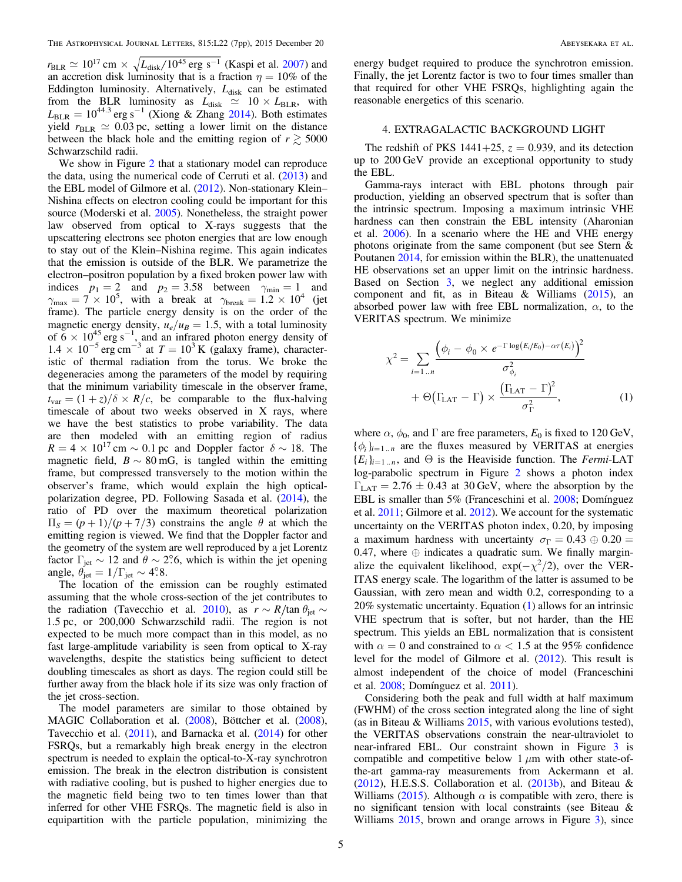$r_{\rm BLR} \simeq 10^{17}$ cm $\times \sqrt{L_{\rm disk}/10^{45}\ {\rm erg\ s^{-1}}}$ (Kaspi et al. 2007) and an accretion disk luminosity that is a fraction $\eta = 10\%$ of the Eddington luminosity. Alternatively, $L_{\rm disk}$ can be estimated from the BLR luminosity as $L_{\rm disk} \simeq 10 \times L_{\rm BLR}$, with $L_{\rm BLR} = 10^{44.3}$ erg s$^{-1}$ (Xiong & Zhang 2014). Both estimates yield $r_{\rm BLR} \simeq 0.03$ pc, setting a lower limit on the distance between the black hole and the emitting region of $r \gtrsim 5000$ Schwarzschild radii.

We show in Figure 2 that a stationary model can reproduce the data, using the numerical code of Cerruti et al. (2013) and the EBL model of Gilmore et al. (2012). Non-stationary Klein–Nishina effects on electron cooling could be important for this source (Moderski et al. 2005). Nonetheless, the straight power law observed from optical to X-rays suggests that the upscattering electrons see photon energies that are low enough to stay out of the Klein–Nishina regime. This again indicates that the emission is outside of the BLR. We parametrize the electron–positron population by a fixed broken power law with indices $p_1 = 2$ and $p_2 = 3.58$ between $\gamma_{\rm min} = 1$ and $\gamma_{\rm max} = 7 \times 10^5$, with a break at $\gamma_{\rm break} = 1.2 \times 10^4$ (jet frame). The particle energy density is on the order of the magnetic energy density, $u_e/u_B = 1.5$, with a total luminosity of $6 \times 10^{45}$ erg s$^{-1}$, and an infrared photon energy density of $1.4 \times 10^{-5}$ erg cm$^{-3}$ at $T = 10^3$ K (galaxy frame), characteristic of thermal radiation from the torus. We broke the degeneracies among the parameters of the model by requiring that the minimum variability timescale in the observer frame, $t_{\rm var} = (1+z)/\delta \times R/c$, be comparable to the flux-halving timescale of about two weeks observed in X rays, where we have the best statistics to probe variability. The data are then modeled with an emitting region of radius $R = 4 \times 10^{17}$ cm $\sim 0.1$ pc and Doppler factor $\delta \sim 18$. The magnetic field, $B \sim 80$ mG, is tangled within the emitting frame, but compressed transversely to the motion within the observer's frame, which would explain the high optical-polarization degree, PD. Following Sasada et al. (2014), the ratio of PD over the maximum theoretical polarization $\Pi_S = (p+1)/(p+7/3)$ constrains the angle $\theta$ at which the emitting region is viewed. We find that the Doppler factor and the geometry of the system are well reproduced by a jet Lorentz factor $\Gamma_{\rm jet} \sim 12$ and $\theta \sim 2.^\circ6$, which is within the jet opening angle, $\theta_{\rm jet} = 1/\Gamma_{\rm jet} \sim 4.^\circ8$.

The location of the emission can be roughly estimated assuming that the whole cross-section of the jet contributes to the radiation (Tavecchio et al. 2010), as $r \sim R/\tan\theta_{\rm jet} \sim 1.5$ pc, or 200,000 Schwarzschild radii. The region is not expected to be much more compact than in this model, as no fast large-amplitude variability is seen from optical to X-ray wavelengths, despite the statistics being sufficient to detect doubling timescales as short as days. The region could still be further away from the black hole if its size was only fraction of the jet cross-section.

The model parameters are similar to those obtained by MAGIC Collaboration et al. (2008), Böttcher et al. (2008), Tavecchio et al. (2011), and Barnacka et al. (2014) for other FSRQs, but a remarkably high break energy in the electron spectrum is needed to explain the optical-to-X-ray synchrotron emission. The break in the electron distribution is consistent with radiative cooling, but is pushed to higher energies due to the magnetic field being two to ten times lower than that inferred for other VHE FSRQs. The magnetic field is also in equipartition with the particle population, minimizing the energy budget required to produce the synchrotron emission. Finally, the jet Lorentz factor is two to four times smaller than that required for other VHE FSRQs, highlighting again the reasonable energetics of this scenario.

## 4. EXTRAGALACTIC BACKGROUND LIGHT

The redshift of PKS 1441+25, $z = 0.939$, and its detection up to 200 GeV provide an exceptional opportunity to study the EBL.

Gamma-rays interact with EBL photons through pair production, yielding an observed spectrum that is softer than the intrinsic spectrum. Imposing a maximum intrinsic VHE hardness can then constrain the EBL intensity (Aharonian et al. 2006). In a scenario where the HE and VHE energy photons originate from the same component (but see Stern & Poutanen 2014, for emission within the BLR), the unattenuated HE observations set an upper limit on the intrinsic hardness. Based on Section 3, we neglect any additional emission component and fit, as in Biteau & Williams (2015), an absorbed power law with free EBL normalization, $\alpha$, to the VERITAS spectrum. We minimize

$$\chi^2 = \sum_{i=1..n} \frac{\left(\phi_i - \phi_0 \times e^{-\Gamma \log(E_i/E_0) - \alpha\tau(E_i)}\right)^2}{\sigma^2_{\phi_i}} + \Theta(\Gamma_{\rm LAT} - \Gamma) \times \frac{(\Gamma_{\rm LAT} - \Gamma)^2}{\sigma^2_\Gamma}, \quad (1)$$

where $\alpha$, $\phi_0$, and $\Gamma$ are free parameters, $E_0$ is fixed to 120 GeV, $\{\phi_i\}_{i=1..n}$ are the fluxes measured by VERITAS at energies $\{E_i\}_{i=1..n}$, and $\Theta$ is the Heaviside function. The *Fermi*-LAT log-parabolic spectrum in Figure 2 shows a photon index $\Gamma_{\rm LAT} = 2.76 \pm 0.43$ at 30 GeV, where the absorption by the EBL is smaller than 5% (Franceschini et al. 2008; Domínguez et al. 2011; Gilmore et al. 2012). We account for the systematic uncertainty on the VERITAS photon index, 0.20, by imposing a maximum hardness with uncertainty $\sigma_\Gamma = 0.43 \oplus 0.20 = 0.47$, where $\oplus$ indicates a quadratic sum. We finally marginalize the equivalent likelihood, $\exp(-\chi^2/2)$, over the VERITAS energy scale. The logarithm of the latter is assumed to be Gaussian, with zero mean and width 0.2, corresponding to a 20% systematic uncertainty. Equation (1) allows for an intrinsic VHE spectrum that is softer, but not harder, than the HE spectrum. This yields an EBL normalization that is consistent with $\alpha = 0$ and constrained to $\alpha < 1.5$ at the 95% confidence level for the model of Gilmore et al. (2012). This result is almost independent of the choice of model (Franceschini et al. 2008; Domínguez et al. 2011).

Considering both the peak and full width at half maximum (FWHM) of the cross section integrated along the line of sight (as in Biteau & Williams 2015, with various evolutions tested), the VERITAS observations constrain the near-ultraviolet to near-infrared EBL. Our constraint shown in Figure 3 is compatible and competitive below 1 $\mu$m with other state-of-the-art gamma-ray measurements from Ackermann et al. (2012), H.E.S.S. Collaboration et al. (2013b), and Biteau & Williams (2015). Although $\alpha$ is compatible with zero, there is no significant tension with local constraints (see Biteau & Williams 2015, brown and orange arrows in Figure 3), since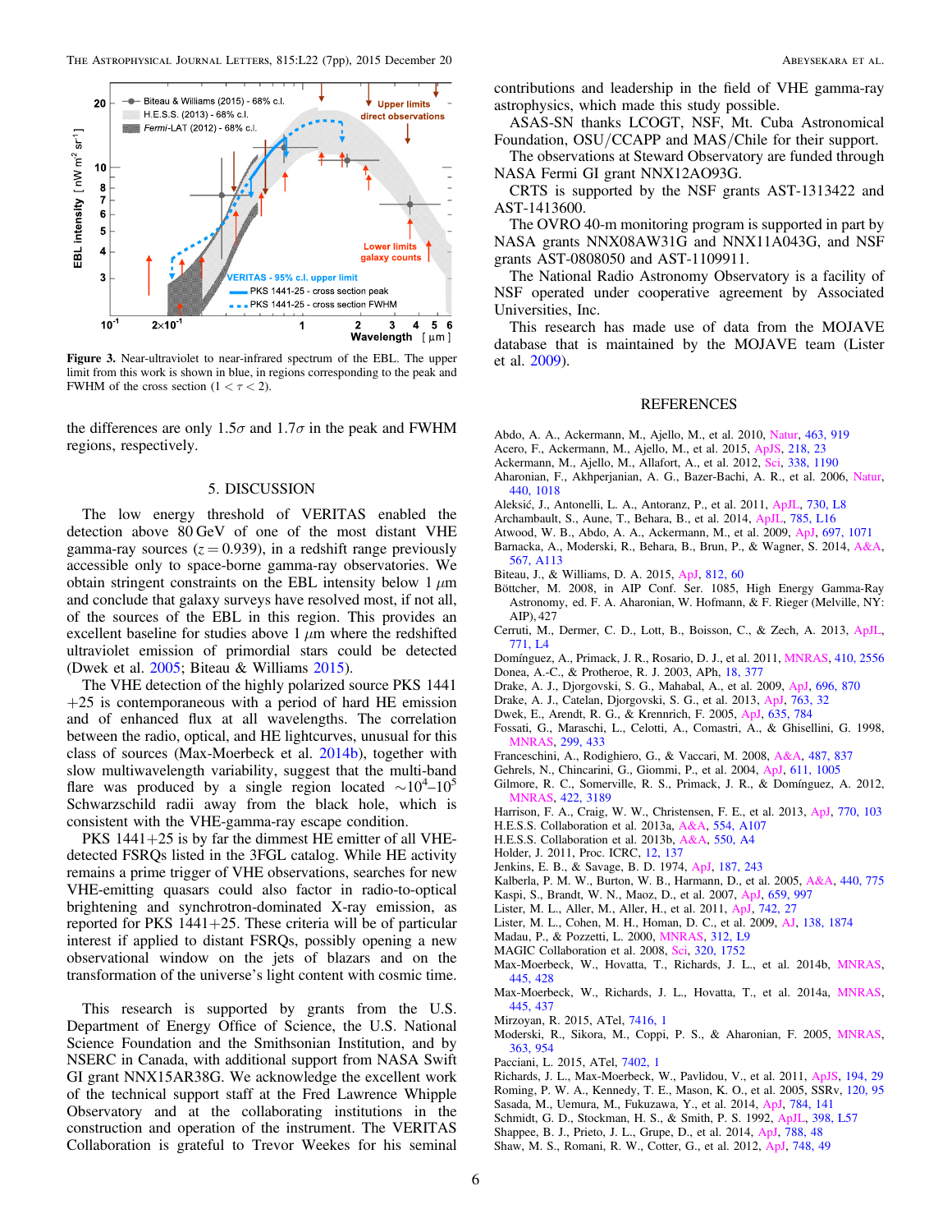Figure 3. Near-ultraviolet to near-infrared spectrum of the EBL. The upper limit from this work is shown in blue, in regions corresponding to the peak and FWHM of the cross section ($1 < \tau < 2$).

the differences are only $1.5\sigma$ and $1.7\sigma$ in the peak and FWHM regions, respectively.

## 5. DISCUSSION

The low energy threshold of VERITAS enabled the detection above 80 GeV of one of the most distant VHE gamma-ray sources ($z = 0.939$), in a redshift range previously accessible only to space-borne gamma-ray observatories. We obtain stringent constraints on the EBL intensity below 1 $\mu$m and conclude that galaxy surveys have resolved most, if not all, of the sources of the EBL in this region. This provides an excellent baseline for studies above 1 $\mu$m where the redshifted ultraviolet emission of primordial stars could be detected (Dwek et al. 2005; Biteau & Williams 2015).

The VHE detection of the highly polarized source PKS 1441+25 is contemporaneous with a period of hard HE emission and of enhanced flux at all wavelengths. The correlation between the radio, optical, and HE lightcurves, unusual for this class of sources (Max-Moerbeck et al. 2014b), together with slow multiwavelength variability, suggest that the multi-band flare was produced by a single region located $\sim 10^4$–$10^5$ Schwarzschild radii away from the black hole, which is consistent with the VHE-gamma-ray escape condition.

PKS 1441+25 is by far the dimmest HE emitter of all VHE-detected FSRQs listed in the 3FGL catalog. While HE activity remains a prime trigger of VHE observations, searches for new VHE-emitting quasars could also factor in radio-to-optical brightening and synchrotron-dominated X-ray emission, as reported for PKS 1441+25. These criteria will be of particular interest if applied to distant FSRQs, possibly opening a new observational window on the jets of blazars and on the transformation of the universe's light content with cosmic time.

This research is supported by grants from the U.S. Department of Energy Office of Science, the U.S. National Science Foundation and the Smithsonian Institution, and by NSERC in Canada, with additional support from NASA Swift GI grant NNX15AR38G. We acknowledge the excellent work of the technical support staff at the Fred Lawrence Whipple Observatory and at the collaborating institutions in the construction and operation of the instrument. The VERITAS Collaboration is grateful to Trevor Weekes for his seminal contributions and leadership in the field of VHE gamma-ray astrophysics, which made this study possible.

ASAS-SN thanks LCOGT, NSF, Mt. Cuba Astronomical Foundation, OSU/CCAPP and MAS/Chile for their support.

The observations at Steward Observatory are funded through NASA Fermi GI grant NNX12AO93G.

CRTS is supported by the NSF grants AST-1313422 and AST-1413600.

The OVRO 40-m monitoring program is supported in part by NASA grants NNX08AW31G and NNX11A043G, and NSF grants AST-0808050 and AST-1109911.

The National Radio Astronomy Observatory is a facility of NSF operated under cooperative agreement by Associated Universities, Inc.

This research has made use of data from the MOJAVE database that is maintained by the MOJAVE team (Lister et al. 2009).

## REFERENCES

Abdo, A. A., Ackermann, M., Ajello, M., et al. 2010, Natur, 463, 919
Acero, F., Ackermann, M., Ajello, M., et al. 2015, ApJS, 218, 23
Ackermann, M., Ajello, M., Allafort, A., et al. 2012, Sci, 338, 1190
Aharonian, F., Akhperjanian, A. G., Bazer-Bachi, A. R., et al. 2006, Natur, 440, 1018
Aleksić, J., Antonelli, L. A., Antoranz, P., et al. 2011, ApJL, 730, L8
Archambault, S., Aune, T., Behara, B., et al. 2014, ApJL, 785, L16
Atwood, W. B., Abdo, A. A., Ackermann, M., et al. 2009, ApJ, 697, 1071
Barnacka, A., Moderski, R., Behara, B., Brun, P., & Wagner, S. 2014, A&A, 567, A113
Biteau, J., & Williams, D. A. 2015, ApJ, 812, 60
Böttcher, M. 2008, in AIP Conf. Ser. 1085, High Energy Gamma-Ray Astronomy, ed. F. A. Aharonian, W. Hofmann, & F. Rieger (Melville, NY: AIP), 427
Cerruti, M., Dermer, C. D., Lott, B., Boisson, C., & Zech, A. 2013, ApJL, 771, L4
Domínguez, A., Primack, J. R., Rosario, D. J., et al. 2011, MNRAS, 410, 2556
Donea, A.-C., & Protheroe, R. J. 2003, APh, 18, 377
Drake, A. J., Djorgovski, S. G., Mahabal, A., et al. 2009, ApJ, 696, 870
Drake, A. J., Catelan, M., Djorgovski, S. G., et al. 2013, ApJ, 763, 32
Dwek, E., Arendt, R. G., & Krennrich, F. 2005, ApJ, 635, 784
Fossati, G., Maraschi, L., Celotti, A., Comastri, A., & Ghisellini, G. 1998, MNRAS, 299, 433
Franceschini, A., Rodighiero, G., & Vaccari, M. 2008, A&A, 487, 837
Gehrels, N., Chincarini, G., Giommi, P., et al. 2004, ApJ, 611, 1005
Gilmore, R. C., Somerville, R. S., Primack, J. R., & Domínguez, A. 2012, MNRAS, 422, 3189
Harrison, F. A., Craig, W. W., Christensen, F. E., et al. 2013, ApJ, 770, 103
H.E.S.S. Collaboration et al. 2013a, A&A, 554, A107
H.E.S.S. Collaboration et al. 2013b, A&A, 550, A4
Holder, J. 2011, Proc. ICRC, 12, 137
Jenkins, E. B., & Savage, B. D. 1974, ApJ, 187, 243
Kalberla, P. M. W., Burton, W. B., Harmann, D., et al. 2005, A&A, 440, 775
Kaspi, S., Brandt, W. N., Maoz, D., et al. 2007, ApJ, 659, 997
Lister, M. L., Aller, M., Aller, H., et al. 2011, ApJ, 742, 27
Lister, M. L., Cohen, M. H., Homan, D. C., et al. 2009, AJ, 138, 1874
Madau, P., & Pozzetti, L. 2000, MNRAS, 312, L9
MAGIC Collaboration et al. 2008, Sci, 320, 1752
Max-Moerbeck, W., Hovatta, T., Richards, J. L., et al. 2014b, MNRAS, 445, 428
Max-Moerbeck, W., Richards, J. L., Hovatta, T., et al. 2014a, MNRAS, 445, 437
Mirzoyan, R. 2015, ATel, 7416, 1
Moderski, R., Sikora, M., Coppi, P. S., & Aharonian, F. 2005, MNRAS, 363, 954
Pacciani, L. 2015, ATel, 7402, 1
Richards, J. L., Max-Moerbeck, W., Pavlidou, V., et al. 2011, ApJS, 194, 29
Roming, P. W. A., Kennedy, T. E., Mason, K. O., et al. 2005, SSRv, 120, 95
Sasada, M., Uemura, M., Fukazawa, Y., et al. 2014, ApJ, 784, 141
Schmidt, G. D., Stockman, H. S., & Smith, P. S. 1992, ApJL, 398, L57
Shappee, B. J., Prieto, J. L., Grupe, D., et al. 2014, ApJ, 788, 48
Shaw, M. S., Romani, R. W., Cotter, G., et al. 2012, ApJ, 748, 49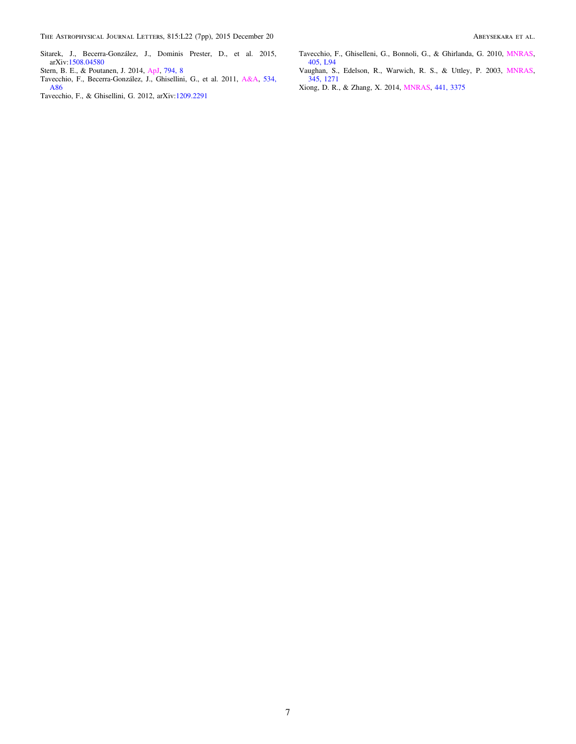Sitarek, J., Becerra-González, J., Dominis Prester, D., et al. 2015, arXiv:1508.04580

Stern, B. E., & Poutanen, J. 2014, ApJ, 794, 8

Tavecchio, F., Becerra-González, J., Ghisellini, G., et al. 2011, A&A, 534, A86

Tavecchio, F., & Ghisellini, G. 2012, arXiv:1209.2291

Tavecchio, F., Ghiselleni, G., Bonnoli, G., & Ghirlanda, G. 2010, MNRAS, 405, L94

Vaughan, S., Edelson, R., Warwich, R. S., & Uttley, P. 2003, MNRAS, 345, 1271

Xiong, D. R., & Zhang, X. 2014, MNRAS, 441, 3375